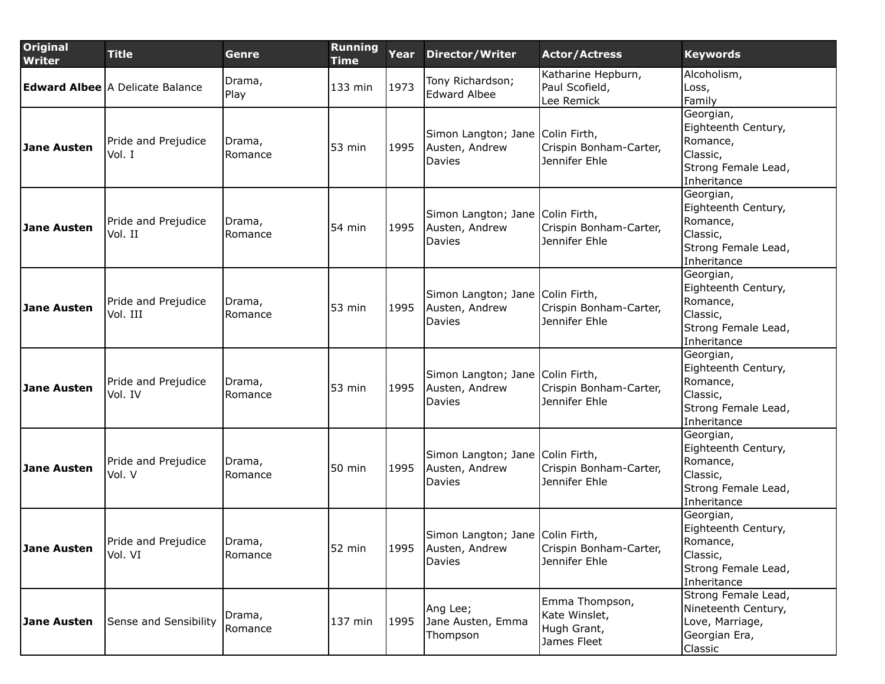| Original Writer | Title | Genre | Running Time | Year | Director/Writer | Actor/Actress | Keywords |
|---|---|---|---|---|---|---|---|
| **Edward Albee** | A Delicate Balance | Drama, Play | 133 min | 1973 | Tony Richardson; Edward Albee | Katharine Hepburn, Paul Scofield, Lee Remick | Alcoholism, Loss, Family |
| **Jane Austen** | Pride and Prejudice Vol. I | Drama, Romance | 53 min | 1995 | Simon Langton; Jane Austen, Andrew Davies | Colin Firth, Crispin Bonham-Carter, Jennifer Ehle | Georgian, Eighteenth Century, Romance, Classic, Strong Female Lead, Inheritance |
| **Jane Austen** | Pride and Prejudice Vol. II | Drama, Romance | 54 min | 1995 | Simon Langton; Jane Austen, Andrew Davies | Colin Firth, Crispin Bonham-Carter, Jennifer Ehle | Georgian, Eighteenth Century, Romance, Classic, Strong Female Lead, Inheritance |
| **Jane Austen** | Pride and Prejudice Vol. III | Drama, Romance | 53 min | 1995 | Simon Langton; Jane Austen, Andrew Davies | Colin Firth, Crispin Bonham-Carter, Jennifer Ehle | Georgian, Eighteenth Century, Romance, Classic, Strong Female Lead, Inheritance |
| **Jane Austen** | Pride and Prejudice Vol. IV | Drama, Romance | 53 min | 1995 | Simon Langton; Jane Austen, Andrew Davies | Colin Firth, Crispin Bonham-Carter, Jennifer Ehle | Georgian, Eighteenth Century, Romance, Classic, Strong Female Lead, Inheritance |
| **Jane Austen** | Pride and Prejudice Vol. V | Drama, Romance | 50 min | 1995 | Simon Langton; Jane Austen, Andrew Davies | Colin Firth, Crispin Bonham-Carter, Jennifer Ehle | Georgian, Eighteenth Century, Romance, Classic, Strong Female Lead, Inheritance |
| **Jane Austen** | Pride and Prejudice Vol. VI | Drama, Romance | 52 min | 1995 | Simon Langton; Jane Austen, Andrew Davies | Colin Firth, Crispin Bonham-Carter, Jennifer Ehle | Georgian, Eighteenth Century, Romance, Classic, Strong Female Lead, Inheritance |
| **Jane Austen** | Sense and Sensibility | Drama, Romance | 137 min | 1995 | Ang Lee; Jane Austen, Emma Thompson | Emma Thompson, Kate Winslet, Hugh Grant, James Fleet | Strong Female Lead, Nineteenth Century, Love, Marriage, Georgian Era, Classic |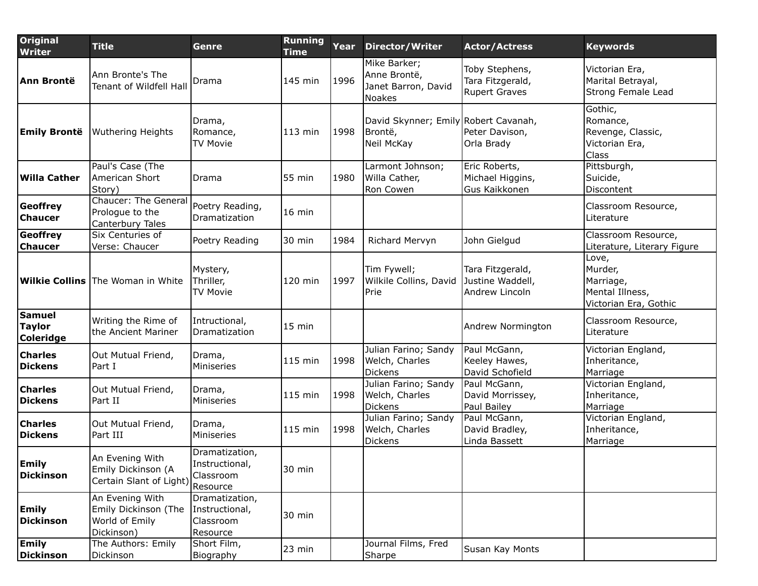| Original Writer | Title | Genre | Running Time | Year | Director/Writer | Actor/Actress | Keywords |
|---|---|---|---|---|---|---|---|
| **Ann Brontë** | Ann Bronte's The Tenant of Wildfell Hall | Drama | 145 min | 1996 | Mike Barker; Anne Brontë, Janet Barron, David Noakes | Toby Stephens, Tara Fitzgerald, Rupert Graves | Victorian Era, Marital Betrayal, Strong Female Lead |
| **Emily Brontë** | Wuthering Heights | Drama, Romance, TV Movie | 113 min | 1998 | David Skynner; Emily Brontë, Neil McKay | Robert Cavanah, Peter Davison, Orla Brady | Gothic, Romance, Revenge, Classic, Victorian Era, Class |
| **Willa Cather** | Paul's Case (The American Short Story) | Drama | 55 min | 1980 | Larmont Johnson; Willa Cather, Ron Cowen | Eric Roberts, Michael Higgins, Gus Kaikkonen | Pittsburgh, Suicide, Discontent |
| **Geoffrey Chaucer** | Chaucer: The General Prologue to the Canterbury Tales | Poetry Reading, Dramatization | 16 min | | | | Classroom Resource, Literature |
| **Geoffrey Chaucer** | Six Centuries of Verse: Chaucer | Poetry Reading | 30 min | 1984 | Richard Mervyn | John Gielgud | Classroom Resource, Literature, Literary Figure |
| **Wilkie Collins** | The Woman in White | Mystery, Thriller, TV Movie | 120 min | 1997 | Tim Fywell; Wilkile Collins, David Prie | Tara Fitzgerald, Justine Waddell, Andrew Lincoln | Love, Murder, Marriage, Mental Illness, Victorian Era, Gothic |
| **Samuel Taylor Coleridge** | Writing the Rime of the Ancient Mariner | Intructional, Dramatization | 15 min | | | Andrew Normington | Classroom Resource, Literature |
| **Charles Dickens** | Out Mutual Friend, Part I | Drama, Miniseries | 115 min | 1998 | Julian Farino; Sandy Welch, Charles Dickens | Paul McGann, Keeley Hawes, David Schofield | Victorian England, Inheritance, Marriage |
| **Charles Dickens** | Out Mutual Friend, Part II | Drama, Miniseries | 115 min | 1998 | Julian Farino; Sandy Welch, Charles Dickens | Paul McGann, David Morrissey, Paul Bailey | Victorian England, Inheritance, Marriage |
| **Charles Dickens** | Out Mutual Friend, Part III | Drama, Miniseries | 115 min | 1998 | Julian Farino; Sandy Welch, Charles Dickens | Paul McGann, David Bradley, Linda Bassett | Victorian England, Inheritance, Marriage |
| **Emily Dickinson** | An Evening With Emily Dickinson (A Certain Slant of Light) | Dramatization, Instructional, Classroom Resource | 30 min | | | | |
| **Emily Dickinson** | An Evening With Emily Dickinson (The World of Emily Dickinson) | Dramatization, Instructional, Classroom Resource | 30 min | | | | |
| **Emily Dickinson** | The Authors: Emily Dickinson | Short Film, Biography | 23 min | | Journal Films, Fred Sharpe | Susan Kay Monts | |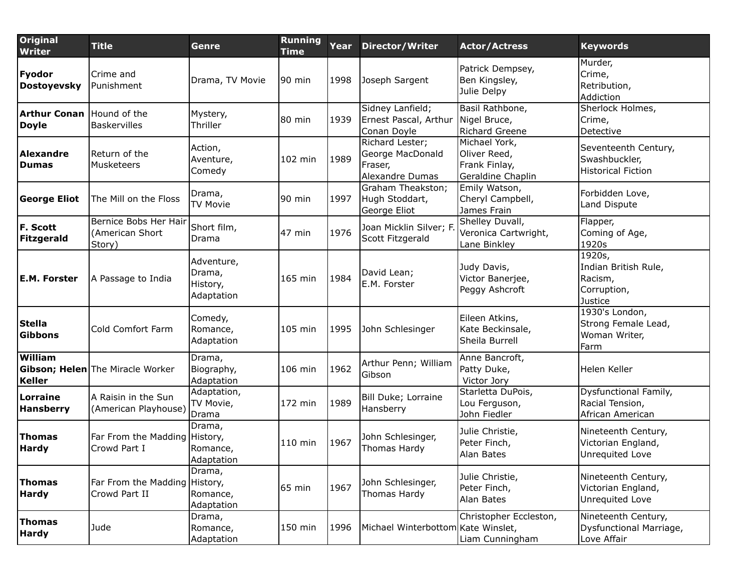| Original Writer | Title | Genre | Running Time | Year | Director/Writer | Actor/Actress | Keywords |
|---|---|---|---|---|---|---|---|
| **Fyodor Dostoyevsky** | Crime and Punishment | Drama, TV Movie | 90 min | 1998 | Joseph Sargent | Patrick Dempsey, Ben Kingsley, Julie Delpy | Murder, Crime, Retribution, Addiction |
| **Arthur Conan Doyle** | Hound of the Baskervilles | Mystery, Thriller | 80 min | 1939 | Sidney Lanfield; Ernest Pascal, Arthur Conan Doyle | Basil Rathbone, Nigel Bruce, Richard Greene | Sherlock Holmes, Crime, Detective |
| **Alexandre Dumas** | Return of the Musketeers | Action, Aventure, Comedy | 102 min | 1989 | Richard Lester; George MacDonald Fraser, Alexandre Dumas | Michael York, Oliver Reed, Frank Finlay, Geraldine Chaplin | Seventeenth Century, Swashbuckler, Historical Fiction |
| **George Eliot** | The Mill on the Floss | Drama, TV Movie | 90 min | 1997 | Graham Theakston; Hugh Stoddart, George Eliot | Emily Watson, Cheryl Campbell, James Frain | Forbidden Love, Land Dispute |
| **F. Scott Fitzgerald** | Bernice Bobs Her Hair (American Short Story) | Short film, Drama | 47 min | 1976 | Joan Micklin Silver; F. Scott Fitzgerald | Shelley Duvall, Veronica Cartwright, Lane Binkley | Flapper, Coming of Age, 1920s |
| **E.M. Forster** | A Passage to India | Adventure, Drama, History, Adaptation | 165 min | 1984 | David Lean; E.M. Forster | Judy Davis, Victor Banerjee, Peggy Ashcroft | 1920s, Indian British Rule, Racism, Corruption, Justice |
| **Stella Gibbons** | Cold Comfort Farm | Comedy, Romance, Adaptation | 105 min | 1995 | John Schlesinger | Eileen Atkins, Kate Beckinsale, Sheila Burrell | 1930's London, Strong Female Lead, Woman Writer, Farm |
| **William Gibson; Helen Keller** | The Miracle Worker | Drama, Biography, Adaptation | 106 min | 1962 | Arthur Penn; William Gibson | Anne Bancroft, Patty Duke, Victor Jory | Helen Keller |
| **Lorraine Hansberry** | A Raisin in the Sun (American Playhouse) | Adaptation, TV Movie, Drama | 172 min | 1989 | Bill Duke; Lorraine Hansberry | Starletta DuPois, Lou Ferguson, John Fiedler | Dysfunctional Family, Racial Tension, African American |
| **Thomas Hardy** | Far From the Madding Crowd Part I | Drama, History, Romance, Adaptation | 110 min | 1967 | John Schlesinger, Thomas Hardy | Julie Christie, Peter Finch, Alan Bates | Nineteenth Century, Victorian England, Unrequited Love |
| **Thomas Hardy** | Far From the Madding Crowd Part II | Drama, History, Romance, Adaptation | 65 min | 1967 | John Schlesinger, Thomas Hardy | Julie Christie, Peter Finch, Alan Bates | Nineteenth Century, Victorian England, Unrequited Love |
| **Thomas Hardy** | Jude | Drama, Romance, Adaptation | 150 min | 1996 | Michael Winterbottom | Christopher Eccleston, Kate Winslet, Liam Cunningham | Nineteenth Century, Dysfunctional Marriage, Love Affair |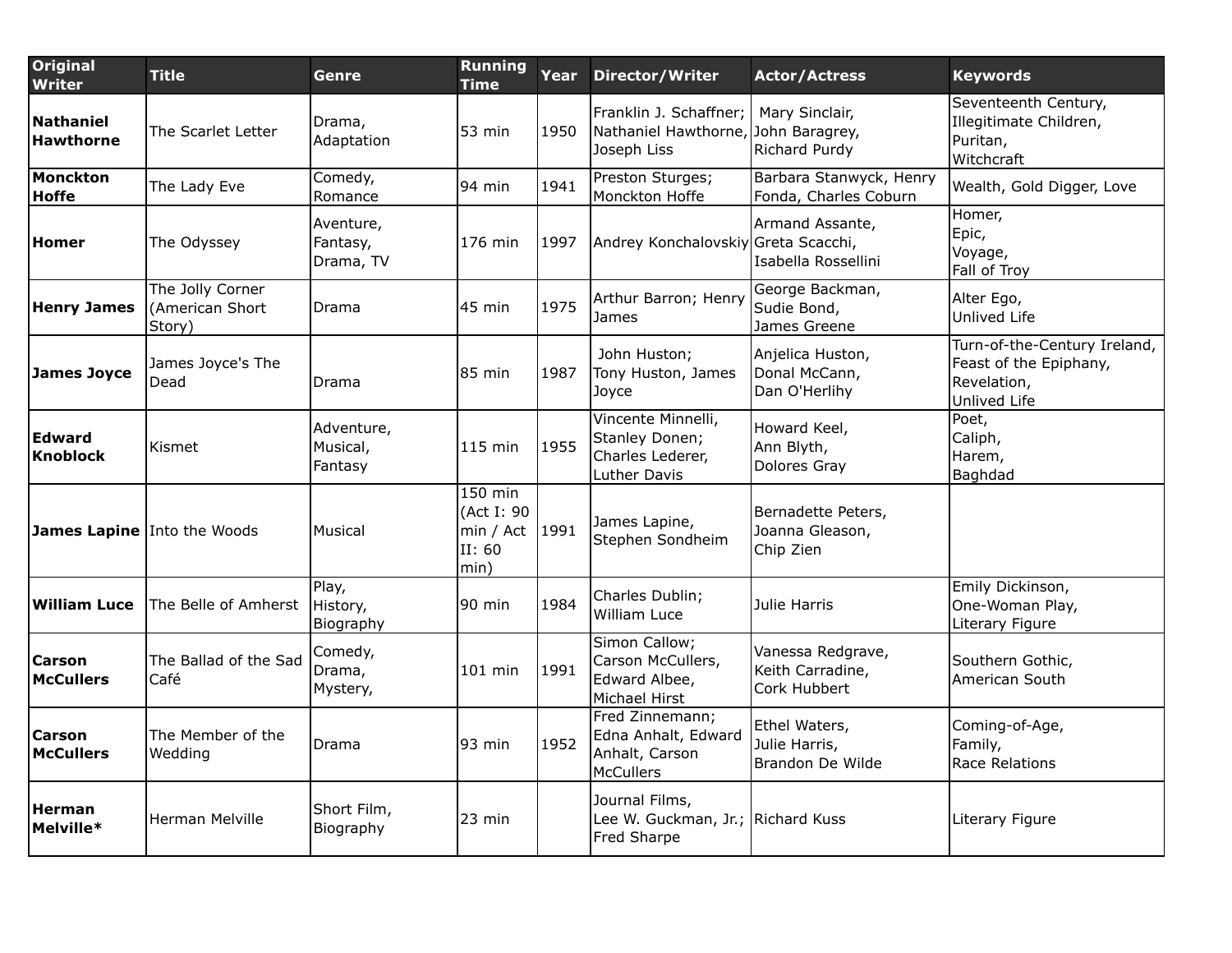| Original Writer | Title | Genre | Running Time | Year | Director/Writer | Actor/Actress | Keywords |
|---|---|---|---|---|---|---|---|
| **Nathaniel Hawthorne** | The Scarlet Letter | Drama, Adaptation | 53 min | 1950 | Franklin J. Schaffner; Nathaniel Hawthorne, Joseph Liss | Mary Sinclair, John Baragrey, Richard Purdy | Seventeenth Century, Illegitimate Children, Puritan, Witchcraft |
| **Monckton Hoffe** | The Lady Eve | Comedy, Romance | 94 min | 1941 | Preston Sturges; Monckton Hoffe | Barbara Stanwyck, Henry Fonda, Charles Coburn | Wealth, Gold Digger, Love |
| **Homer** | The Odyssey | Aventure, Fantasy, Drama, TV | 176 min | 1997 | Andrey Konchalovskiy | Armand Assante, Greta Scacchi, Isabella Rossellini | Homer, Epic, Voyage, Fall of Troy |
| **Henry James** | The Jolly Corner (American Short Story) | Drama | 45 min | 1975 | Arthur Barron; Henry James | George Backman, Sudie Bond, James Greene | Alter Ego, Unlived Life |
| **James Joyce** | James Joyce's The Dead | Drama | 85 min | 1987 | John Huston; Tony Huston, James Joyce | Anjelica Huston, Donal McCann, Dan O'Herlihy | Turn-of-the-Century Ireland, Feast of the Epiphany, Revelation, Unlived Life |
| **Edward Knoblock** | Kismet | Adventure, Musical, Fantasy | 115 min | 1955 | Vincente Minnelli, Stanley Donen; Charles Lederer, Luther Davis | Howard Keel, Ann Blyth, Dolores Gray | Poet, Caliph, Harem, Baghdad |
| **James Lapine** | Into the Woods | Musical | 150 min (Act I: 90 min / Act II: 60 min) | 1991 | James Lapine, Stephen Sondheim | Bernadette Peters, Joanna Gleason, Chip Zien | |
| **William Luce** | The Belle of Amherst | Play, History, Biography | 90 min | 1984 | Charles Dublin; William Luce | Julie Harris | Emily Dickinson, One-Woman Play, Literary Figure |
| **Carson McCullers** | The Ballad of the Sad Café | Comedy, Drama, Mystery, | 101 min | 1991 | Simon Callow; Carson McCullers, Edward Albee, Michael Hirst | Vanessa Redgrave, Keith Carradine, Cork Hubbert | Southern Gothic, American South |
| **Carson McCullers** | The Member of the Wedding | Drama | 93 min | 1952 | Fred Zinnemann; Edna Anhalt, Edward Anhalt, Carson McCullers | Ethel Waters, Julie Harris, Brandon De Wilde | Coming-of-Age, Family, Race Relations |
| **Herman Melville*** | Herman Melville | Short Film, Biography | 23 min | | Journal Films, Lee W. Guckman, Jr.; Fred Sharpe | Richard Kuss | Literary Figure |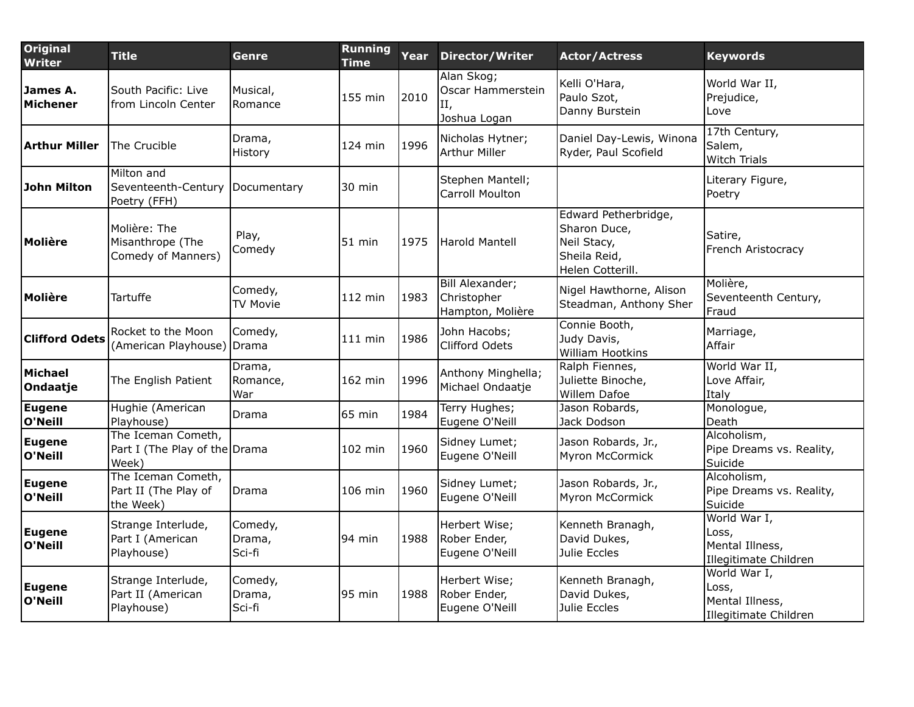| Original Writer | Title | Genre | Running Time | Year | Director/Writer | Actor/Actress | Keywords |
|---|---|---|---|---|---|---|---|
| **James A. Michener** | South Pacific: Live from Lincoln Center | Musical, Romance | 155 min | 2010 | Alan Skog; Oscar Hammerstein II, Joshua Logan | Kelli O'Hara, Paulo Szot, Danny Burstein | World War II, Prejudice, Love |
| **Arthur Miller** | The Crucible | Drama, History | 124 min | 1996 | Nicholas Hytner; Arthur Miller | Daniel Day-Lewis, Winona Ryder, Paul Scofield | 17th Century, Salem, Witch Trials |
| **John Milton** | Milton and Seventeenth-Century Poetry (FFH) | Documentary | 30 min | | Stephen Mantell; Carroll Moulton | | Literary Figure, Poetry |
| **Molière** | Molière: The Misanthrope (The Comedy of Manners) | Play, Comedy | 51 min | 1975 | Harold Mantell | Edward Petherbridge, Sharon Duce, Neil Stacy, Sheila Reid, Helen Cotterill. | Satire, French Aristocracy |
| **Molière** | Tartuffe | Comedy, TV Movie | 112 min | 1983 | Bill Alexander; Christopher Hampton, Molière | Nigel Hawthorne, Alison Steadman, Anthony Sher | Molière, Seventeenth Century, Fraud |
| **Clifford Odets** | Rocket to the Moon (American Playhouse) | Comedy, Drama | 111 min | 1986 | John Hacobs; Clifford Odets | Connie Booth, Judy Davis, William Hootkins | Marriage, Affair |
| **Michael Ondaatje** | The English Patient | Drama, Romance, War | 162 min | 1996 | Anthony Minghella; Michael Ondaatje | Ralph Fiennes, Juliette Binoche, Willem Dafoe | World War II, Love Affair, Italy |
| **Eugene O'Neill** | Hughie (American Playhouse) | Drama | 65 min | 1984 | Terry Hughes; Eugene O'Neill | Jason Robards, Jack Dodson | Monologue, Death |
| **Eugene O'Neill** | The Iceman Cometh, Part I (The Play of the Week) | Drama | 102 min | 1960 | Sidney Lumet; Eugene O'Neill | Jason Robards, Jr., Myron McCormick | Alcoholism, Pipe Dreams vs. Reality, Suicide |
| **Eugene O'Neill** | The Iceman Cometh, Part II (The Play of the Week) | Drama | 106 min | 1960 | Sidney Lumet; Eugene O'Neill | Jason Robards, Jr., Myron McCormick | Alcoholism, Pipe Dreams vs. Reality, Suicide |
| **Eugene O'Neill** | Strange Interlude, Part I (American Playhouse) | Comedy, Drama, Sci-fi | 94 min | 1988 | Herbert Wise; Rober Ender, Eugene O'Neill | Kenneth Branagh, David Dukes, Julie Eccles | World War I, Loss, Mental Illness, Illegitimate Children |
| **Eugene O'Neill** | Strange Interlude, Part II (American Playhouse) | Comedy, Drama, Sci-fi | 95 min | 1988 | Herbert Wise; Rober Ender, Eugene O'Neill | Kenneth Branagh, David Dukes, Julie Eccles | World War I, Loss, Mental Illness, Illegitimate Children |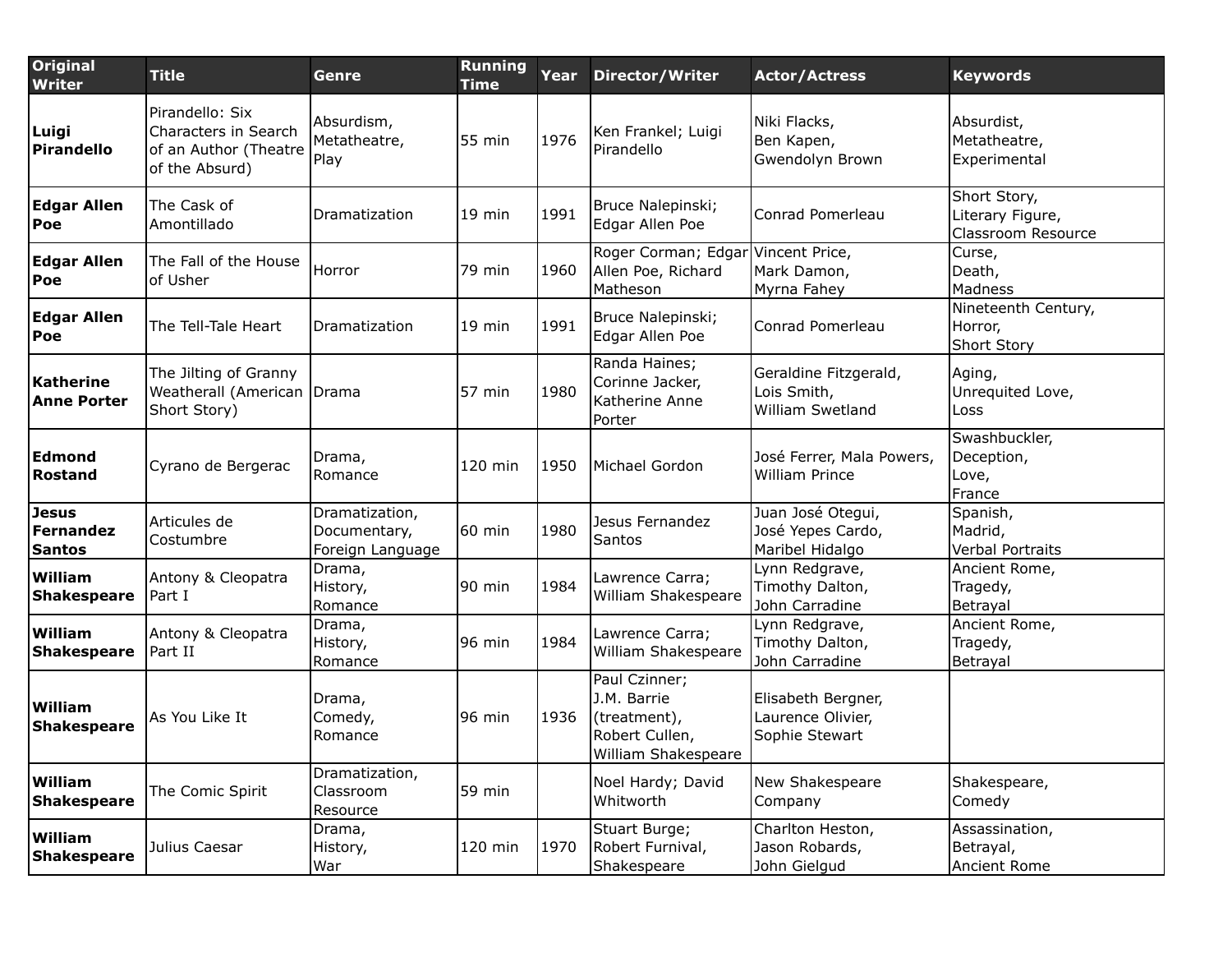| Original Writer | Title | Genre | Running Time | Year | Director/Writer | Actor/Actress | Keywords |
|---|---|---|---|---|---|---|---|
| **Luigi Pirandello** | Pirandello: Six Characters in Search of an Author (Theatre of the Absurd) | Absurdism, Metatheatre, Play | 55 min | 1976 | Ken Frankel; Luigi Pirandello | Niki Flacks, Ben Kapen, Gwendolyn Brown | Absurdist, Metatheatre, Experimental |
| **Edgar Allen Poe** | The Cask of Amontillado | Dramatization | 19 min | 1991 | Bruce Nalepinski; Edgar Allen Poe | Conrad Pomerleau | Short Story, Literary Figure, Classroom Resource |
| **Edgar Allen Poe** | The Fall of the House of Usher | Horror | 79 min | 1960 | Roger Corman; Edgar Allen Poe, Richard Matheson | Vincent Price, Mark Damon, Myrna Fahey | Curse, Death, Madness |
| **Edgar Allen Poe** | The Tell-Tale Heart | Dramatization | 19 min | 1991 | Bruce Nalepinski; Edgar Allen Poe | Conrad Pomerleau | Nineteenth Century, Horror, Short Story |
| **Katherine Anne Porter** | The Jilting of Granny Weatherall (American Short Story) | Drama | 57 min | 1980 | Randa Haines; Corinne Jacker, Katherine Anne Porter | Geraldine Fitzgerald, Lois Smith, William Swetland | Aging, Unrequited Love, Loss |
| **Edmond Rostand** | Cyrano de Bergerac | Drama, Romance | 120 min | 1950 | Michael Gordon | José Ferrer, Mala Powers, William Prince | Swashbuckler, Deception, Love, France |
| **Jesus Fernandez Santos** | Articules de Costumbre | Dramatization, Documentary, Foreign Language | 60 min | 1980 | Jesus Fernandez Santos | Juan José Otegui, José Yepes Cardo, Maribel Hidalgo | Spanish, Madrid, Verbal Portraits |
| **William Shakespeare** | Antony & Cleopatra Part I | Drama, History, Romance | 90 min | 1984 | Lawrence Carra; William Shakespeare | Lynn Redgrave, Timothy Dalton, John Carradine | Ancient Rome, Tragedy, Betrayal |
| **William Shakespeare** | Antony & Cleopatra Part II | Drama, History, Romance | 96 min | 1984 | Lawrence Carra; William Shakespeare | Lynn Redgrave, Timothy Dalton, John Carradine | Ancient Rome, Tragedy, Betrayal |
| **William Shakespeare** | As You Like It | Drama, Comedy, Romance | 96 min | 1936 | Paul Czinner; J.M. Barrie (treatment), Robert Cullen, William Shakespeare | Elisabeth Bergner, Laurence Olivier, Sophie Stewart | |
| **William Shakespeare** | The Comic Spirit | Dramatization, Classroom Resource | 59 min | | Noel Hardy; David Whitworth | New Shakespeare Company | Shakespeare, Comedy |
| **William Shakespeare** | Julius Caesar | Drama, History, War | 120 min | 1970 | Stuart Burge; Robert Furnival, Shakespeare | Charlton Heston, Jason Robards, John Gielgud | Assassination, Betrayal, Ancient Rome |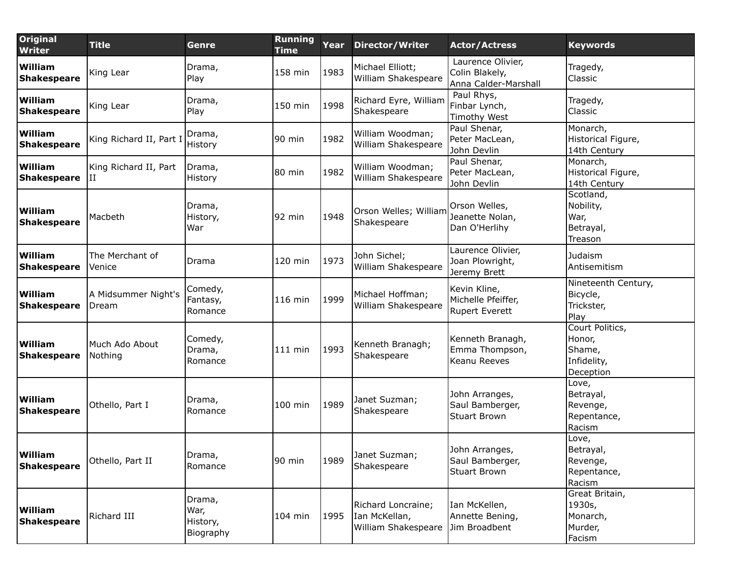| Original Writer | Title | Genre | Running Time | Year | Director/Writer | Actor/Actress | Keywords |
|---|---|---|---|---|---|---|---|
| **William Shakespeare** | King Lear | Drama, Play | 158 min | 1983 | Michael Elliott; William Shakespeare | Laurence Olivier, Colin Blakely, Anna Calder-Marshall | Tragedy, Classic |
| **William Shakespeare** | King Lear | Drama, Play | 150 min | 1998 | Richard Eyre, William Shakespeare | Paul Rhys, Finbar Lynch, Timothy West | Tragedy, Classic |
| **William Shakespeare** | King Richard II, Part I | Drama, History | 90 min | 1982 | William Woodman; William Shakespeare | Paul Shenar, Peter MacLean, John Devlin | Monarch, Historical Figure, 14th Century |
| **William Shakespeare** | King Richard II, Part II | Drama, History | 80 min | 1982 | William Woodman; William Shakespeare | Paul Shenar, Peter MacLean, John Devlin | Monarch, Historical Figure, 14th Century |
| **William Shakespeare** | Macbeth | Drama, History, War | 92 min | 1948 | Orson Welles; William Shakespeare | Orson Welles, Jeanette Nolan, Dan O'Herlihy | Scotland, Nobility, War, Betrayal, Treason |
| **William Shakespeare** | The Merchant of Venice | Drama | 120 min | 1973 | John Sichel; William Shakespeare | Laurence Olivier, Joan Plowright, Jeremy Brett | Judaism Antisemitism |
| **William Shakespeare** | A Midsummer Night's Dream | Comedy, Fantasy, Romance | 116 min | 1999 | Michael Hoffman; William Shakespeare | Kevin Kline, Michelle Pfeiffer, Rupert Everett | Nineteenth Century, Bicycle, Trickster, Play |
| **William Shakespeare** | Much Ado About Nothing | Comedy, Drama, Romance | 111 min | 1993 | Kenneth Branagh; Shakespeare | Kenneth Branagh, Emma Thompson, Keanu Reeves | Court Politics, Honor, Shame, Infidelity, Deception |
| **William Shakespeare** | Othello, Part I | Drama, Romance | 100 min | 1989 | Janet Suzman; Shakespeare | John Arranges, Saul Bamberger, Stuart Brown | Love, Betrayal, Revenge, Repentance, Racism |
| **William Shakespeare** | Othello, Part II | Drama, Romance | 90 min | 1989 | Janet Suzman; Shakespeare | John Arranges, Saul Bamberger, Stuart Brown | Love, Betrayal, Revenge, Repentance, Racism |
| **William Shakespeare** | Richard III | Drama, War, History, Biography | 104 min | 1995 | Richard Loncraine; Ian McKellan, William Shakespeare | Ian McKellen, Annette Bening, Jim Broadbent | Great Britain, 1930s, Monarch, Murder, Facism |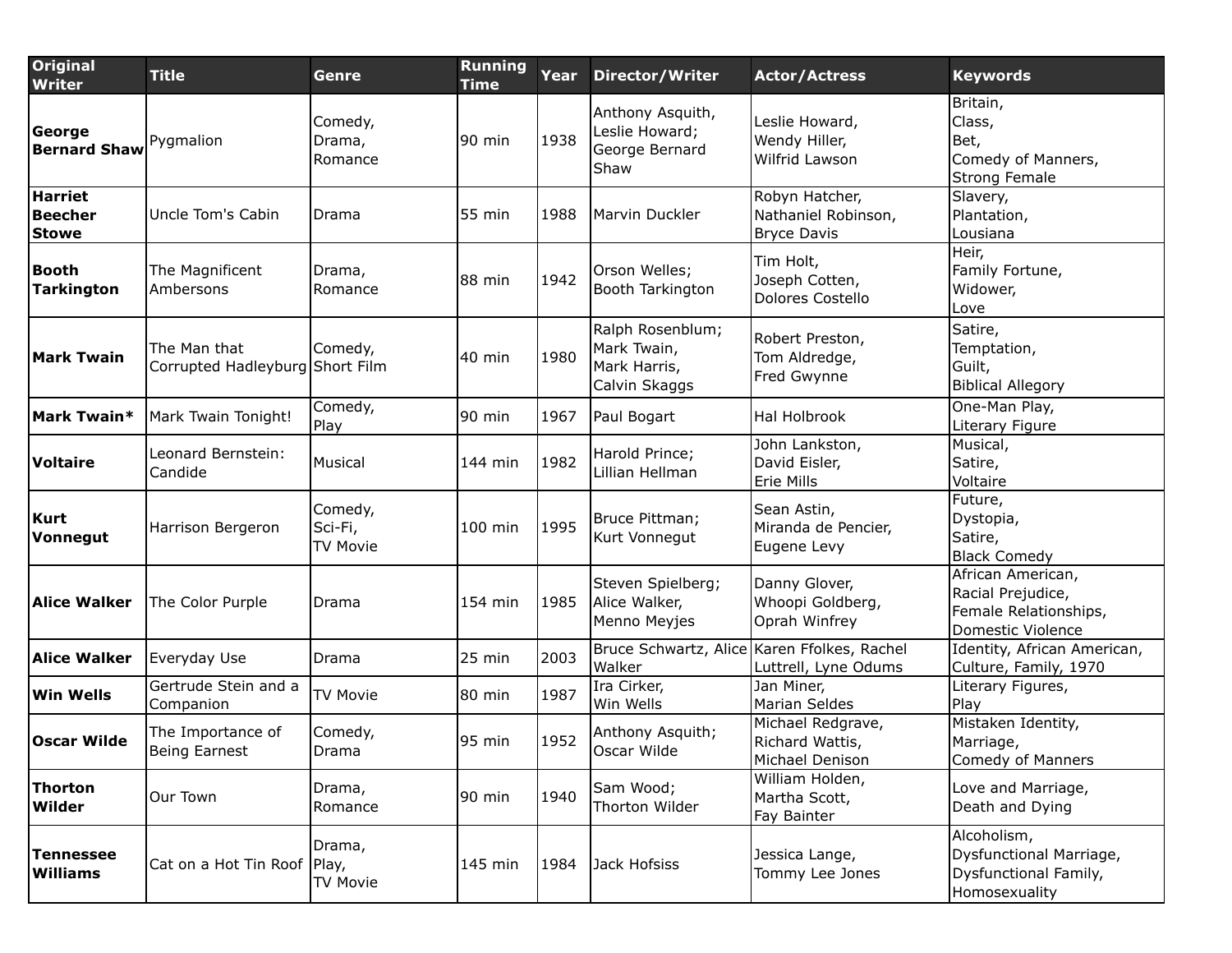| Original Writer | Title | Genre | Running Time | Year | Director/Writer | Actor/Actress | Keywords |
|---|---|---|---|---|---|---|---|
| **George Bernard Shaw** | Pygmalion | Comedy, Drama, Romance | 90 min | 1938 | Anthony Asquith, Leslie Howard; George Bernard Shaw | Leslie Howard, Wendy Hiller, Wilfrid Lawson | Britain, Class, Bet, Comedy of Manners, Strong Female |
| **Harriet Beecher Stowe** | Uncle Tom's Cabin | Drama | 55 min | 1988 | Marvin Duckler | Robyn Hatcher, Nathaniel Robinson, Bryce Davis | Slavery, Plantation, Lousiana |
| **Booth Tarkington** | The Magnificent Ambersons | Drama, Romance | 88 min | 1942 | Orson Welles; Booth Tarkington | Tim Holt, Joseph Cotten, Dolores Costello | Heir, Family Fortune, Widower, Love |
| **Mark Twain** | The Man that Corrupted Hadleyburg | Comedy, Short Film | 40 min | 1980 | Ralph Rosenblum; Mark Twain, Mark Harris, Calvin Skaggs | Robert Preston, Tom Aldredge, Fred Gwynne | Satire, Temptation, Guilt, Biblical Allegory |
| **Mark Twain*** | Mark Twain Tonight! | Comedy, Play | 90 min | 1967 | Paul Bogart | Hal Holbrook | One-Man Play, Literary Figure |
| **Voltaire** | Leonard Bernstein: Candide | Musical | 144 min | 1982 | Harold Prince; Lillian Hellman | John Lankston, David Eisler, Erie Mills | Musical, Satire, Voltaire |
| **Kurt Vonnegut** | Harrison Bergeron | Comedy, Sci-Fi, TV Movie | 100 min | 1995 | Bruce Pittman; Kurt Vonnegut | Sean Astin, Miranda de Pencier, Eugene Levy | Future, Dystopia, Satire, Black Comedy |
| **Alice Walker** | The Color Purple | Drama | 154 min | 1985 | Steven Spielberg; Alice Walker, Menno Meyjes | Danny Glover, Whoopi Goldberg, Oprah Winfrey | African American, Racial Prejudice, Female Relationships, Domestic Violence |
| **Alice Walker** | Everyday Use | Drama | 25 min | 2003 | Bruce Schwartz, Alice Walker | Karen Ffolkes, Rachel Luttrell, Lyne Odums | Identity, African American, Culture, Family, 1970 |
| **Win Wells** | Gertrude Stein and a Companion | TV Movie | 80 min | 1987 | Ira Cirker, Win Wells | Jan Miner, Marian Seldes | Literary Figures, Play |
| **Oscar Wilde** | The Importance of Being Earnest | Comedy, Drama | 95 min | 1952 | Anthony Asquith; Oscar Wilde | Michael Redgrave, Richard Wattis, Michael Denison | Mistaken Identity, Marriage, Comedy of Manners |
| **Thorton Wilder** | Our Town | Drama, Romance | 90 min | 1940 | Sam Wood; Thorton Wilder | William Holden, Martha Scott, Fay Bainter | Love and Marriage, Death and Dying |
| **Tennessee Williams** | Cat on a Hot Tin Roof | Drama, Play, TV Movie | 145 min | 1984 | Jack Hofsiss | Jessica Lange, Tommy Lee Jones | Alcoholism, Dysfunctional Marriage, Dysfunctional Family, Homosexuality |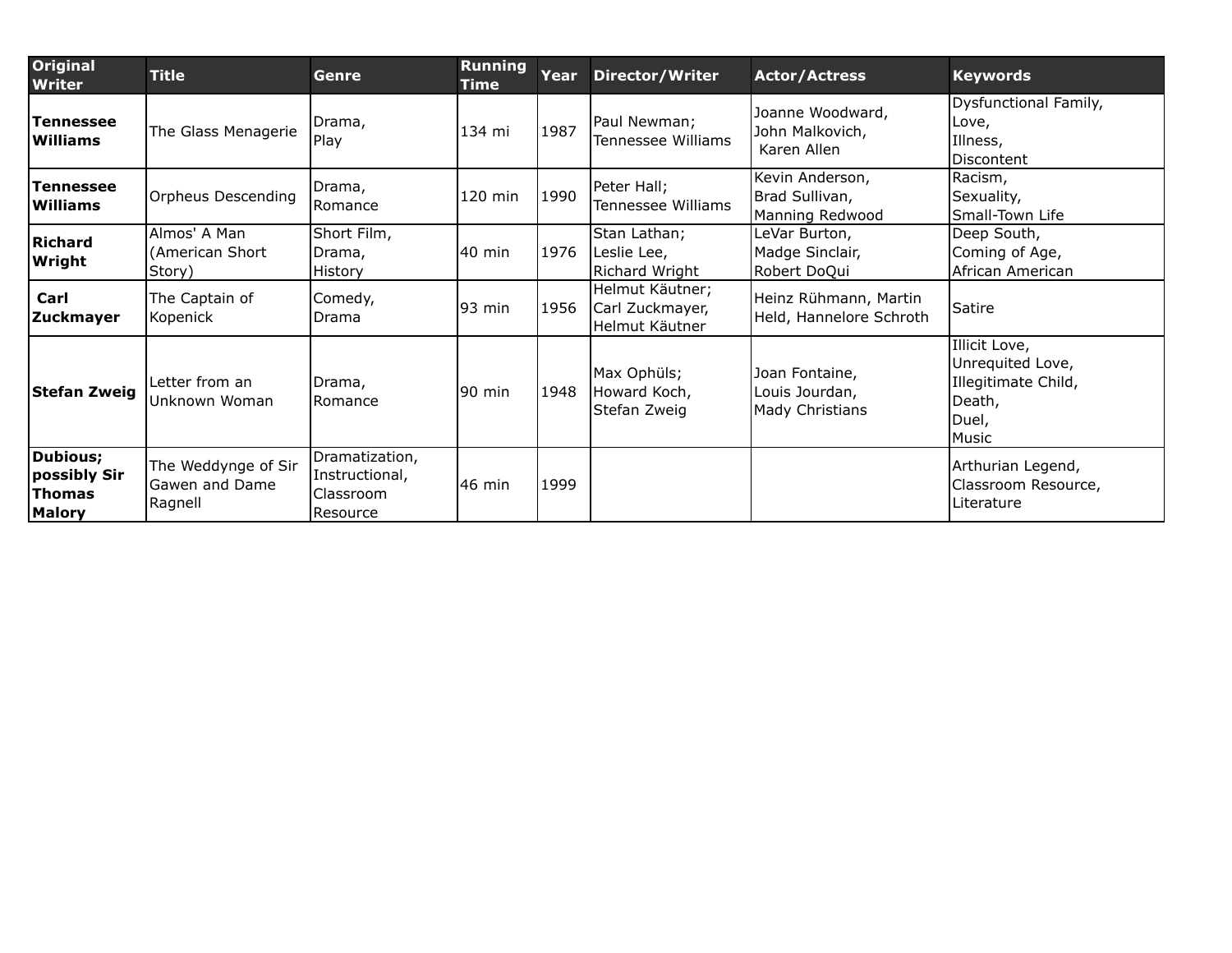| Original Writer | Title | Genre | Running Time | Year | Director/Writer | Actor/Actress | Keywords |
|---|---|---|---|---|---|---|---|
| **Tennessee Williams** | The Glass Menagerie | Drama, Play | 134 mi | 1987 | Paul Newman; Tennessee Williams | Joanne Woodward, John Malkovich, Karen Allen | Dysfunctional Family, Love, Illness, Discontent |
| **Tennessee Williams** | Orpheus Descending | Drama, Romance | 120 min | 1990 | Peter Hall; Tennessee Williams | Kevin Anderson, Brad Sullivan, Manning Redwood | Racism, Sexuality, Small-Town Life |
| **Richard Wright** | Almos' A Man (American Short Story) | Short Film, Drama, History | 40 min | 1976 | Stan Lathan; Leslie Lee, Richard Wright | LeVar Burton, Madge Sinclair, Robert DoQui | Deep South, Coming of Age, African American |
| **Carl Zuckmayer** | The Captain of Kopenick | Comedy, Drama | 93 min | 1956 | Helmut Käutner; Carl Zuckmayer, Helmut Käutner | Heinz Rühmann, Martin Held, Hannelore Schroth | Satire |
| **Stefan Zweig** | Letter from an Unknown Woman | Drama, Romance | 90 min | 1948 | Max Ophüls; Howard Koch, Stefan Zweig | Joan Fontaine, Louis Jourdan, Mady Christians | Illicit Love, Unrequited Love, Illegitimate Child, Death, Duel, Music |
| **Dubious; possibly Sir Thomas Malory** | The Weddynge of Sir Gawen and Dame Ragnell | Dramatization, Instructional, Classroom Resource | 46 min | 1999 | | | Arthurian Legend, Classroom Resource, Literature |